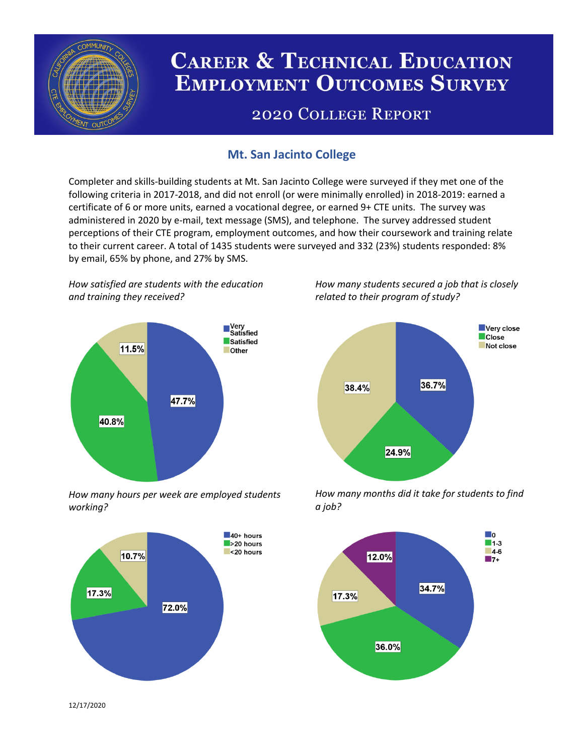# Career & Technical Education Employment Outcomes Survey

## 2020 College Report

### Mt. San Jacinto College

Completer and skills-building students at Mt. San Jacinto College were surveyed if they met one of the following criteria in 2017-2018, and did not enroll (or were minimally enrolled) in 2018-2019: earned a certificate of 6 or more units, earned a vocational degree, or earned 9+ CTE units. The survey was administered in 2020 by e-mail, text message (SMS), and telephone. The survey addressed student perceptions of their CTE program, employment outcomes, and how their coursework and training relate to their current career. A total of 1435 students were surveyed and 332 (23%) students responded: 8% by email, 65% by phone, and 27% by SMS.

*How satisfied are students with the education and training they received?*

| Response | Percent |
| --- | --- |
| Very Satisfied | 47.7% |
| Satisfied | 40.8% |
| Other | 11.5% |

*How many students secured a job that is closely related to their program of study?*

| Response | Percent |
| --- | --- |
| Very close | 36.7% |
| Close | 24.9% |
| Not close | 38.4% |

*How many hours per week are employed students working?*

| Response | Percent |
| --- | --- |
| 40+ hours | 72.0% |
| >20 hours | 17.3% |
| <20 hours | 10.7% |

*How many months did it take for students to find a job?*

| Response | Percent |
| --- | --- |
| 0 | 34.7% |
| 1-3 | 36.0% |
| 4-6 | 17.3% |
| 7+ | 12.0% |

12/17/2020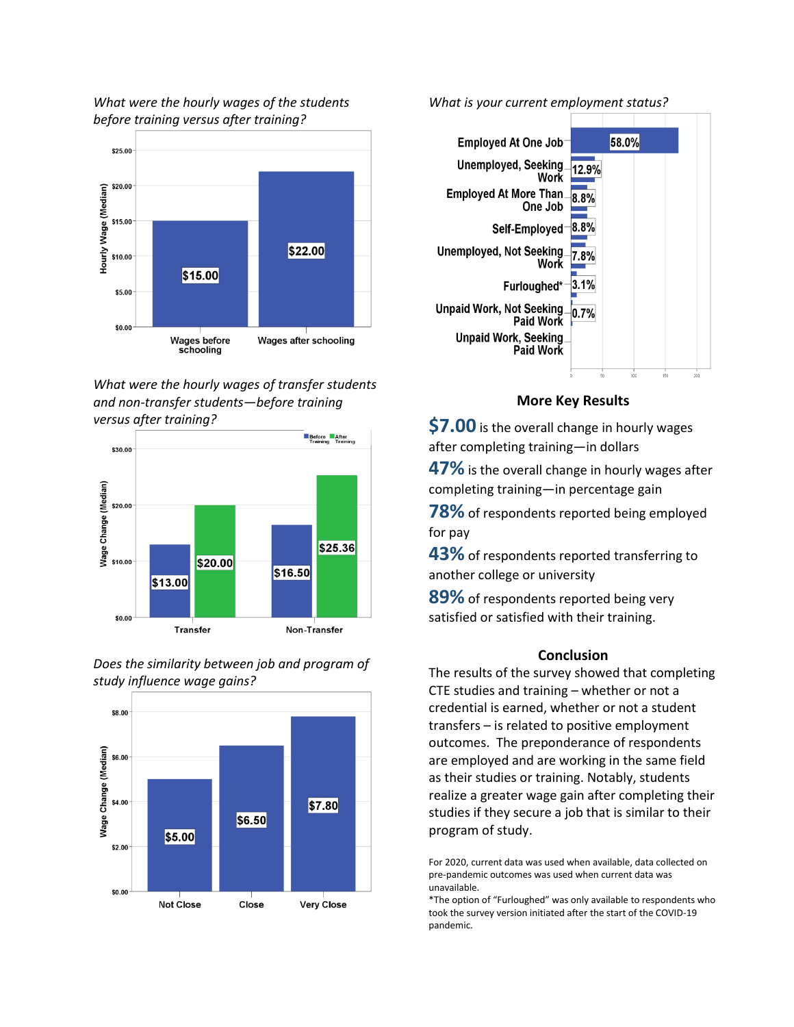*What were the hourly wages of the students before training versus after training?*

Hourly Wage (Median)

$25.00
$20.00
$15.00
$10.00
$5.00
$0.00

$15.00
$22.00

Wages before schooling
Wages after schooling

*What were the hourly wages of transfer students and non-transfer students—before training versus after training?*

Before Training
After Training

Wage Change (Median)

$30.00
$20.00
$10.00
$0.00

$13.00
$20.00
$16.50
$25.36

Transfer
Non-Transfer

*Does the similarity between job and program of study influence wage gains?*

Wage Change (Median)

$8.00
$6.00
$4.00
$2.00
$0.00

$5.00
$6.50
$7.80

Not Close
Close
Very Close

*What is your current employment status?*

Employed At One Job 58.0%
Unemployed, Seeking Work 12.9%
Employed At More Than One Job 8.8%
Self-Employed 8.8%
Unemployed, Not Seeking Work 7.8%
Furloughed* 3.1%
Unpaid Work, Not Seeking Paid Work 0.7%
Unpaid Work, Seeking Paid Work

0
50
100
150
200

## More Key Results

**$7.00** is the overall change in hourly wages after completing training—in dollars

**47%** is the overall change in hourly wages after completing training—in percentage gain

**78%** of respondents reported being employed for pay

**43%** of respondents reported transferring to another college or university

**89%** of respondents reported being very satisfied or satisfied with their training.

## Conclusion

The results of the survey showed that completing CTE studies and training – whether or not a credential is earned, whether or not a student transfers – is related to positive employment outcomes. The preponderance of respondents are employed and are working in the same field as their studies or training. Notably, students realize a greater wage gain after completing their studies if they secure a job that is similar to their program of study.

For 2020, current data was used when available, data collected on pre-pandemic outcomes was used when current data was unavailable.
*The option of "Furloughed" was only available to respondents who took the survey version initiated after the start of the COVID-19 pandemic.